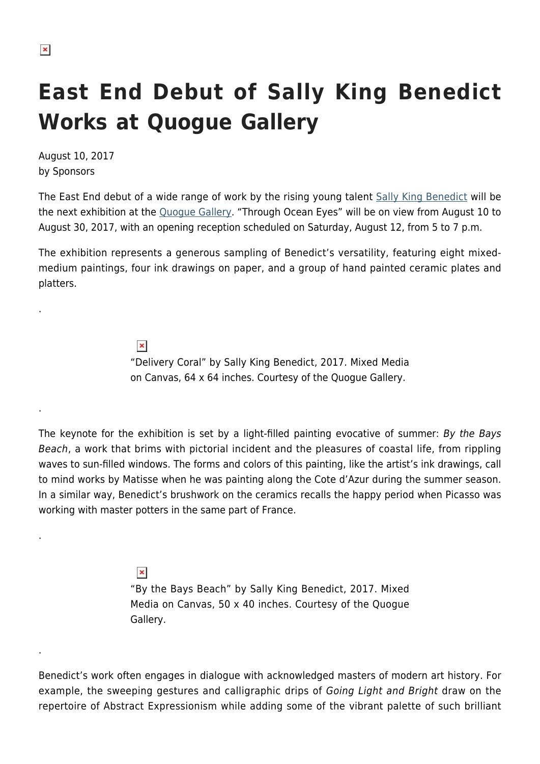# East End Debut of Sally King Benedict Works at Quogue Gallery

August 10, 2017
by Sponsors

The East End debut of a wide range of work by the rising young talent Sally King Benedict will be the next exhibition at the Quogue Gallery. "Through Ocean Eyes" will be on view from August 10 to August 30, 2017, with an opening reception scheduled on Saturday, August 12, from 5 to 7 p.m.

The exhibition represents a generous sampling of Benedict's versatility, featuring eight mixed-medium paintings, four ink drawings on paper, and a group of hand painted ceramic plates and platters.

.

"Delivery Coral" by Sally King Benedict, 2017. Mixed Media on Canvas, 64 x 64 inches. Courtesy of the Quogue Gallery.

.

The keynote for the exhibition is set by a light-filled painting evocative of summer: *By the Bays Beach*, a work that brims with pictorial incident and the pleasures of coastal life, from rippling waves to sun-filled windows. The forms and colors of this painting, like the artist's ink drawings, call to mind works by Matisse when he was painting along the Cote d'Azur during the summer season. In a similar way, Benedict's brushwork on the ceramics recalls the happy period when Picasso was working with master potters in the same part of France.

.

"By the Bays Beach" by Sally King Benedict, 2017. Mixed Media on Canvas, 50 x 40 inches. Courtesy of the Quogue Gallery.

.

Benedict's work often engages in dialogue with acknowledged masters of modern art history. For example, the sweeping gestures and calligraphic drips of *Going Light and Bright* draw on the repertoire of Abstract Expressionism while adding some of the vibrant palette of such brilliant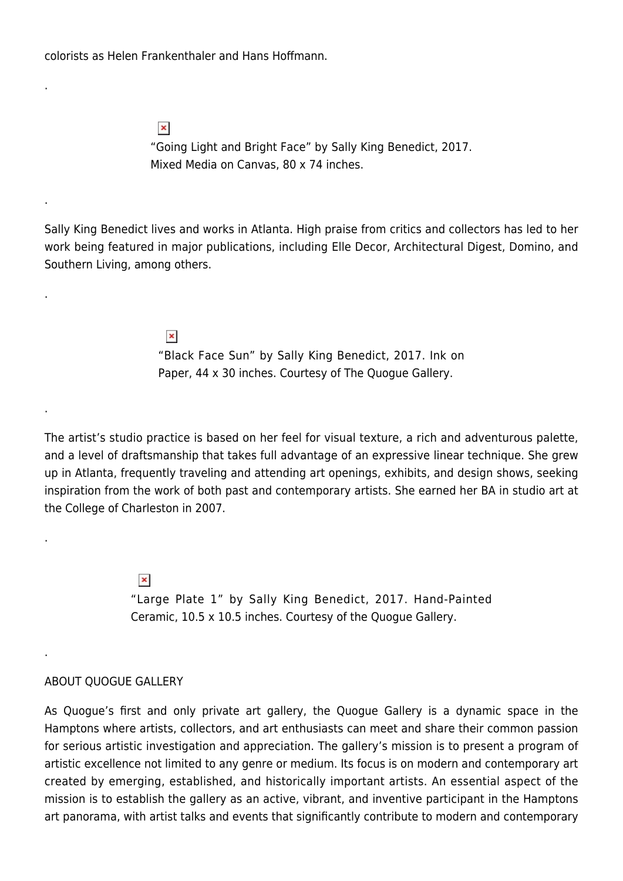colorists as Helen Frankenthaler and Hans Hoffmann.

.

"Going Light and Bright Face" by Sally King Benedict, 2017. Mixed Media on Canvas, 80 x 74 inches.

.

Sally King Benedict lives and works in Atlanta. High praise from critics and collectors has led to her work being featured in major publications, including Elle Decor, Architectural Digest, Domino, and Southern Living, among others.

.

"Black Face Sun" by Sally King Benedict, 2017. Ink on Paper, 44 x 30 inches. Courtesy of The Quogue Gallery.

.

The artist's studio practice is based on her feel for visual texture, a rich and adventurous palette, and a level of draftsmanship that takes full advantage of an expressive linear technique. She grew up in Atlanta, frequently traveling and attending art openings, exhibits, and design shows, seeking inspiration from the work of both past and contemporary artists. She earned her BA in studio art at the College of Charleston in 2007.

.

"Large Plate 1" by Sally King Benedict, 2017. Hand-Painted Ceramic, 10.5 x 10.5 inches. Courtesy of the Quogue Gallery.

.

ABOUT QUOGUE GALLERY

As Quogue's first and only private art gallery, the Quogue Gallery is a dynamic space in the Hamptons where artists, collectors, and art enthusiasts can meet and share their common passion for serious artistic investigation and appreciation. The gallery's mission is to present a program of artistic excellence not limited to any genre or medium. Its focus is on modern and contemporary art created by emerging, established, and historically important artists. An essential aspect of the mission is to establish the gallery as an active, vibrant, and inventive participant in the Hamptons art panorama, with artist talks and events that significantly contribute to modern and contemporary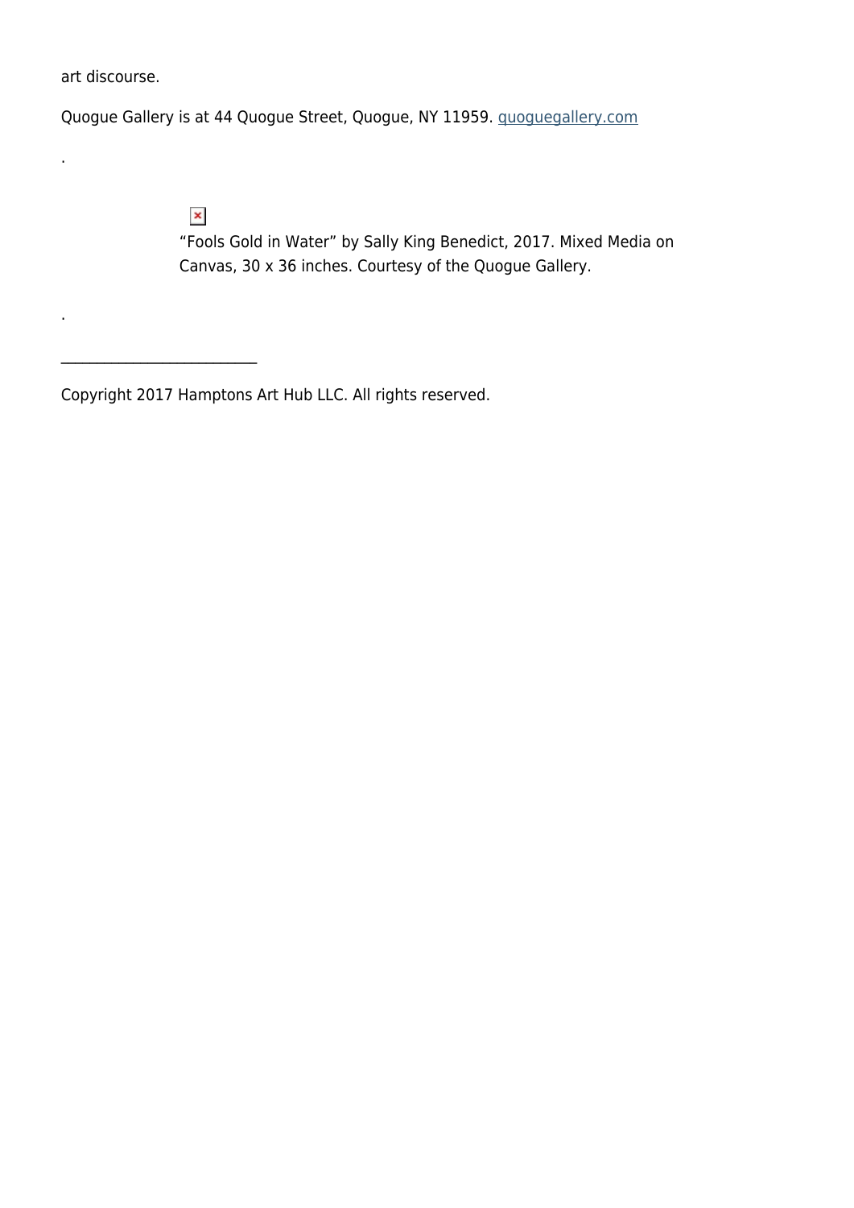art discourse.

Quogue Gallery is at 44 Quogue Street, Quogue, NY 11959. [quoguegallery.com](quoguegallery.com)

.

"Fools Gold in Water" by Sally King Benedict, 2017. Mixed Media on Canvas, 30 x 36 inches. Courtesy of the Quogue Gallery.

.

\_\_\_\_\_\_\_\_\_\_\_\_\_\_\_\_\_\_\_\_\_\_\_\_\_\_\_

Copyright 2017 Hamptons Art Hub LLC. All rights reserved.